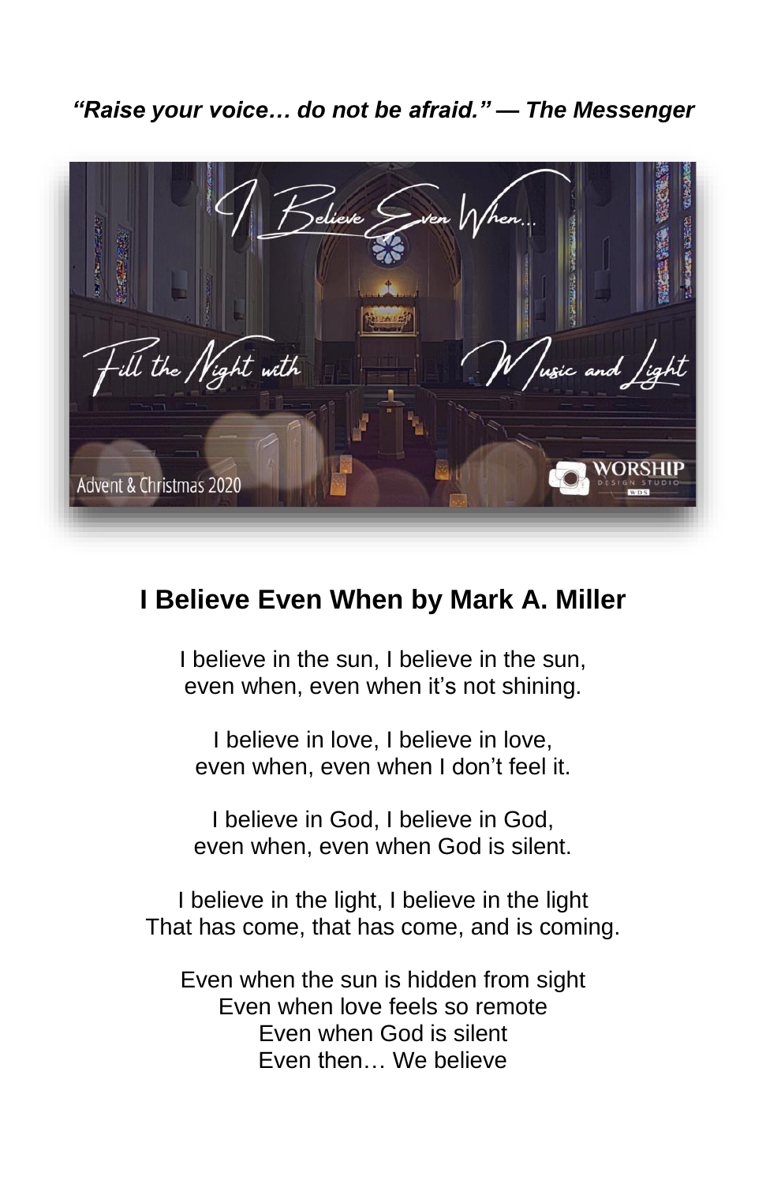***"Raise your voice… do not be afraid." — The Messenger***

## I Believe Even When by Mark A. Miller

I believe in the sun, I believe in the sun,
even when, even when it's not shining.

I believe in love, I believe in love,
even when, even when I don't feel it.

I believe in God, I believe in God,
even when, even when God is silent.

I believe in the light, I believe in the light
That has come, that has come, and is coming.

Even when the sun is hidden from sight
Even when love feels so remote
Even when God is silent
Even then… We believe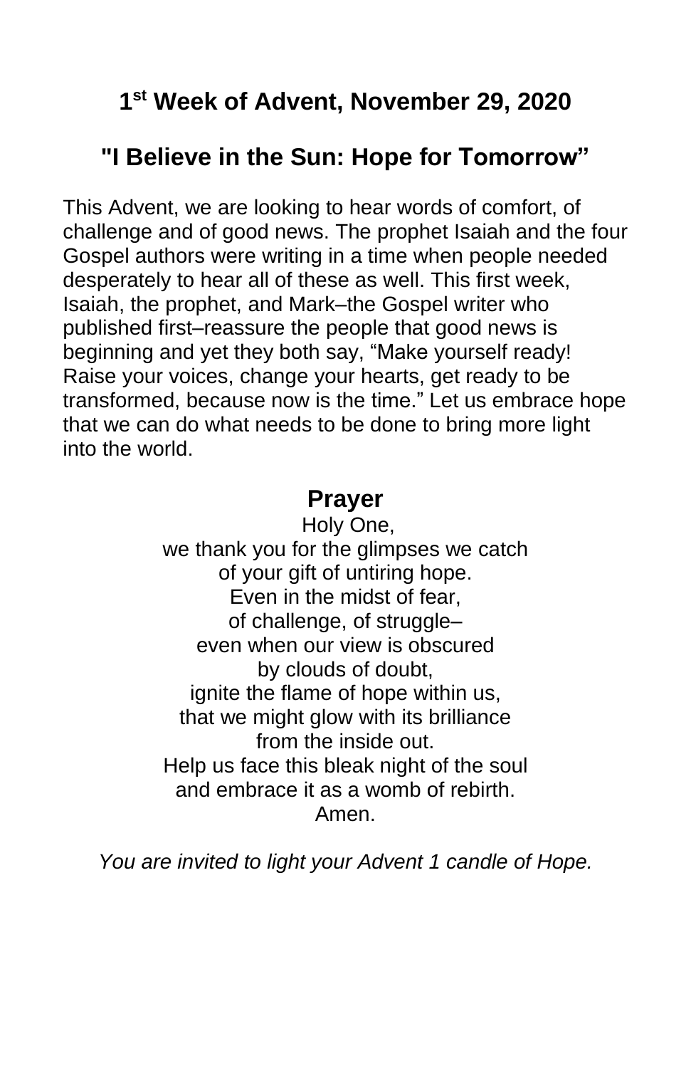## 1st Week of Advent, November 29, 2020

## "I Believe in the Sun: Hope for Tomorrow"

This Advent, we are looking to hear words of comfort, of challenge and of good news. The prophet Isaiah and the four Gospel authors were writing in a time when people needed desperately to hear all of these as well. This first week, Isaiah, the prophet, and Mark–the Gospel writer who published first–reassure the people that good news is beginning and yet they both say, "Make yourself ready! Raise your voices, change your hearts, get ready to be transformed, because now is the time." Let us embrace hope that we can do what needs to be done to bring more light into the world.

### Prayer

Holy One,
we thank you for the glimpses we catch
of your gift of untiring hope.
Even in the midst of fear,
of challenge, of struggle–
even when our view is obscured
by clouds of doubt,
ignite the flame of hope within us,
that we might glow with its brilliance
from the inside out.
Help us face this bleak night of the soul
and embrace it as a womb of rebirth.
Amen.

*You are invited to light your Advent 1 candle of Hope.*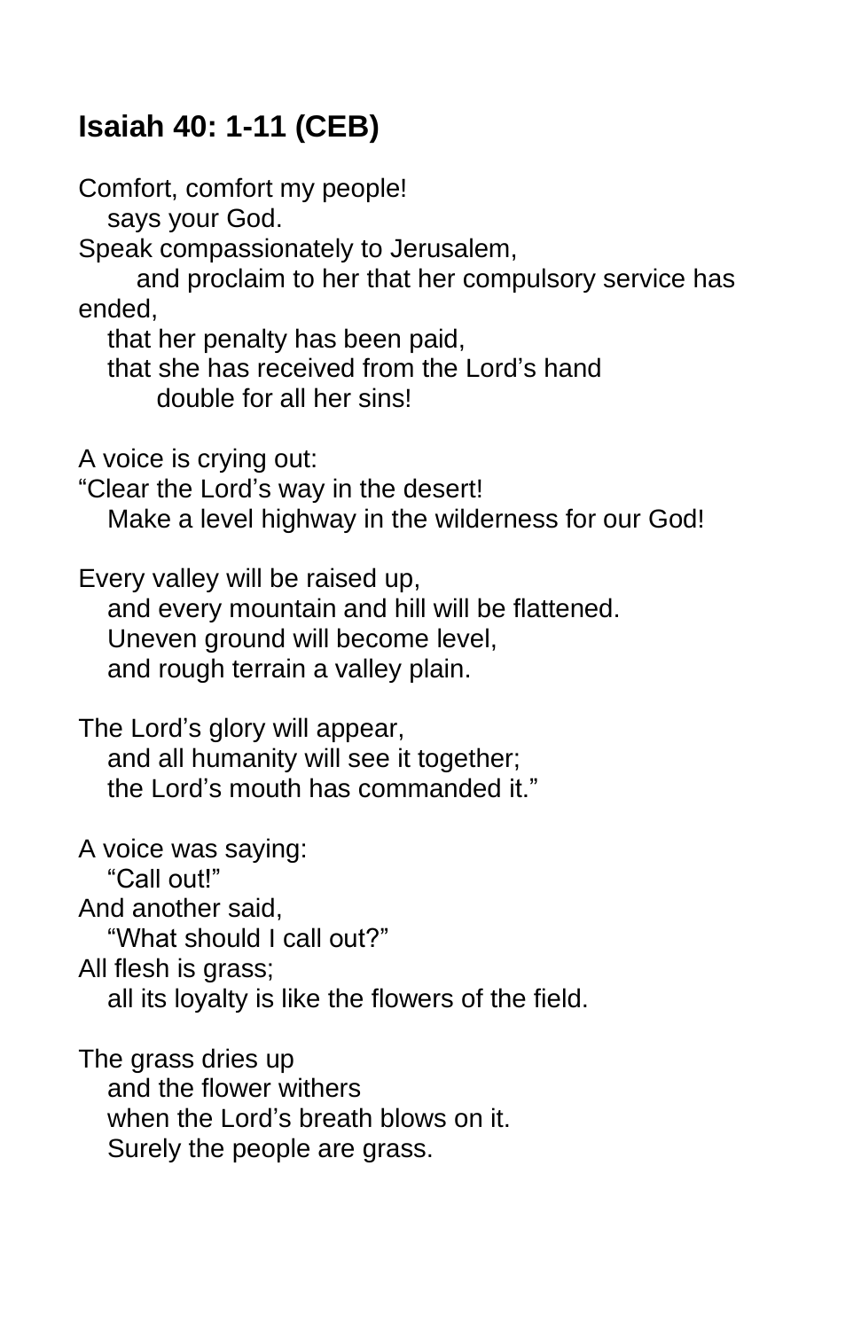## Isaiah 40: 1-11 (CEB)

Comfort, comfort my people!  
says your God.  
Speak compassionately to Jerusalem,  
and proclaim to her that her compulsory service has ended,  
that her penalty has been paid,  
that she has received from the Lord's hand  
double for all her sins!

A voice is crying out:  
"Clear the Lord's way in the desert!  
Make a level highway in the wilderness for our God!

Every valley will be raised up,  
and every mountain and hill will be flattened.  
Uneven ground will become level,  
and rough terrain a valley plain.

The Lord's glory will appear,  
and all humanity will see it together;  
the Lord's mouth has commanded it."

A voice was saying:  
"Call out!"  
And another said,  
"What should I call out?"  
All flesh is grass;  
all its loyalty is like the flowers of the field.

The grass dries up  
and the flower withers  
when the Lord's breath blows on it.  
Surely the people are grass.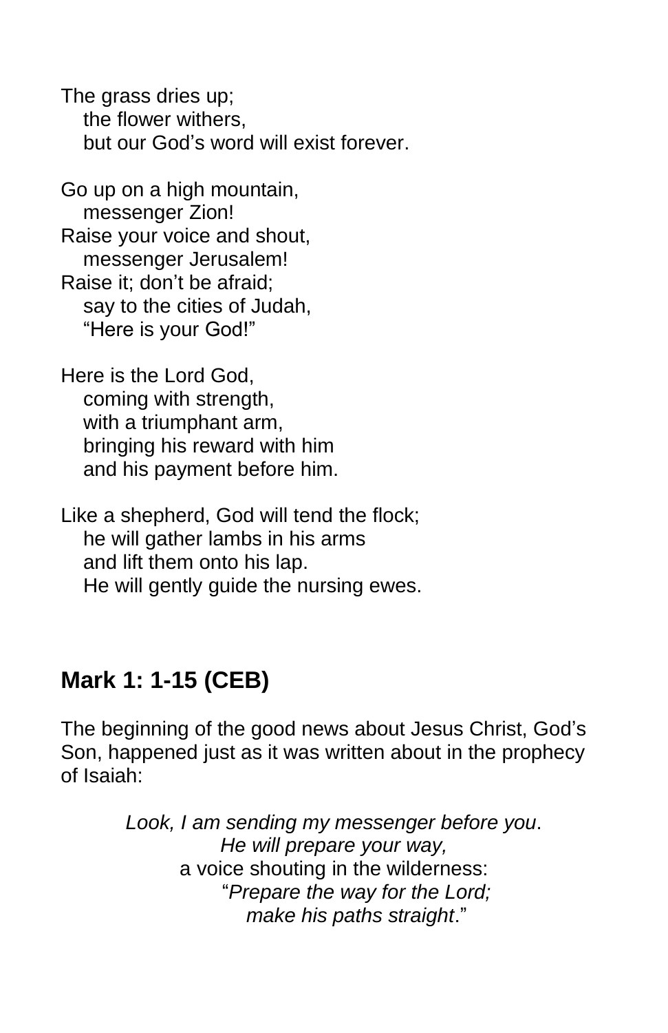The grass dries up;
   the flower withers,
   but our God’s word will exist forever.

Go up on a high mountain,
   messenger Zion!
Raise your voice and shout,
   messenger Jerusalem!
Raise it; don’t be afraid;
   say to the cities of Judah,
   “Here is your God!”

Here is the Lord God,
   coming with strength,
   with a triumphant arm,
   bringing his reward with him
   and his payment before him.

Like a shepherd, God will tend the flock;
   he will gather lambs in his arms
   and lift them onto his lap.
   He will gently guide the nursing ewes.

## Mark 1: 1-15 (CEB)

The beginning of the good news about Jesus Christ, God’s Son, happened just as it was written about in the prophecy of Isaiah:

*Look, I am sending my messenger before you*.
*He will prepare your way,*
a voice shouting in the wilderness:
“*Prepare the way for the Lord;*
*make his paths straight*.”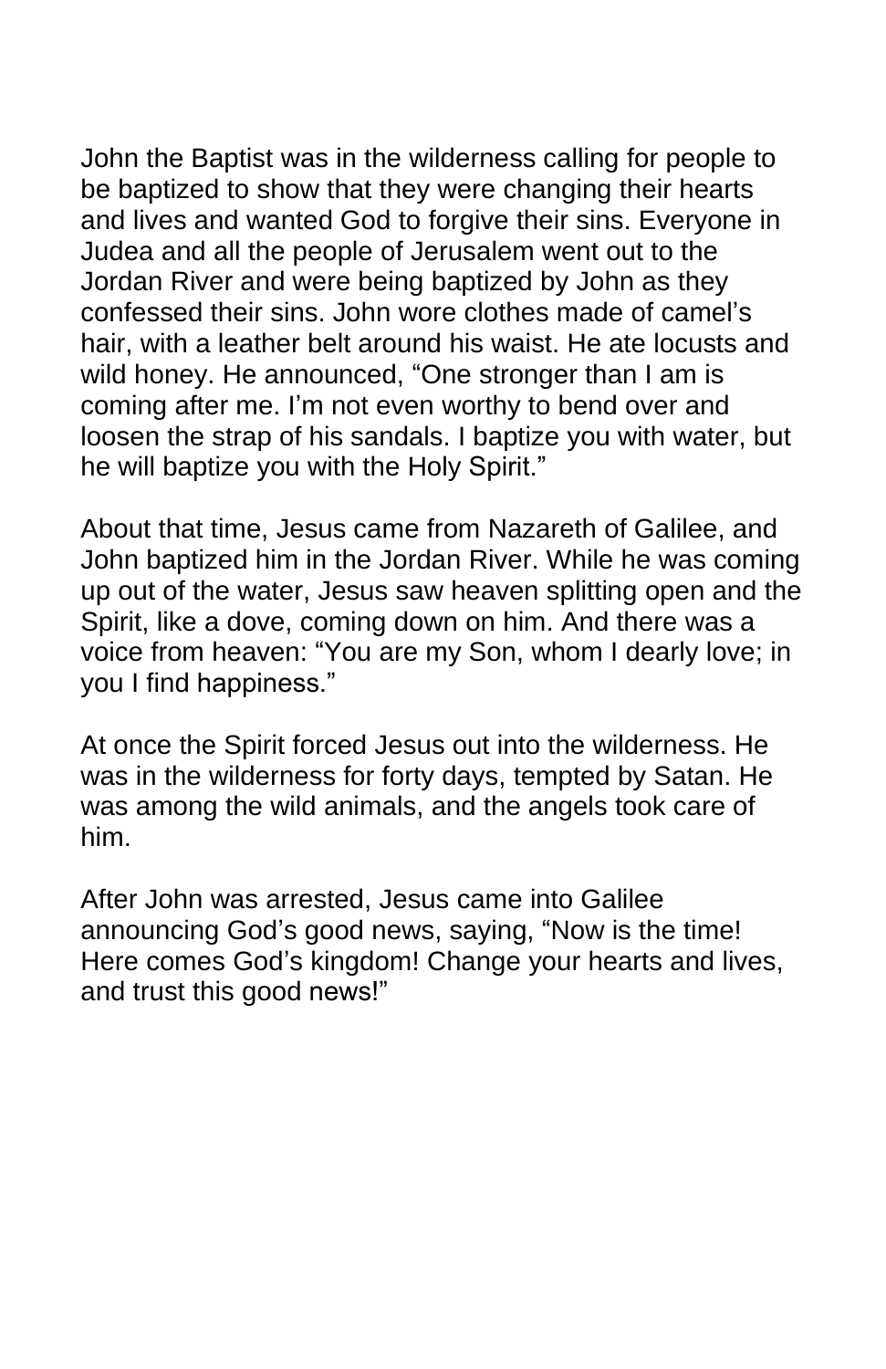John the Baptist was in the wilderness calling for people to be baptized to show that they were changing their hearts and lives and wanted God to forgive their sins. Everyone in Judea and all the people of Jerusalem went out to the Jordan River and were being baptized by John as they confessed their sins. John wore clothes made of camel's hair, with a leather belt around his waist. He ate locusts and wild honey. He announced, "One stronger than I am is coming after me. I'm not even worthy to bend over and loosen the strap of his sandals. I baptize you with water, but he will baptize you with the Holy Spirit."

About that time, Jesus came from Nazareth of Galilee, and John baptized him in the Jordan River. While he was coming up out of the water, Jesus saw heaven splitting open and the Spirit, like a dove, coming down on him. And there was a voice from heaven: "You are my Son, whom I dearly love; in you I find happiness."

At once the Spirit forced Jesus out into the wilderness. He was in the wilderness for forty days, tempted by Satan. He was among the wild animals, and the angels took care of him.

After John was arrested, Jesus came into Galilee announcing God's good news, saying, "Now is the time! Here comes God's kingdom! Change your hearts and lives, and trust this good news!"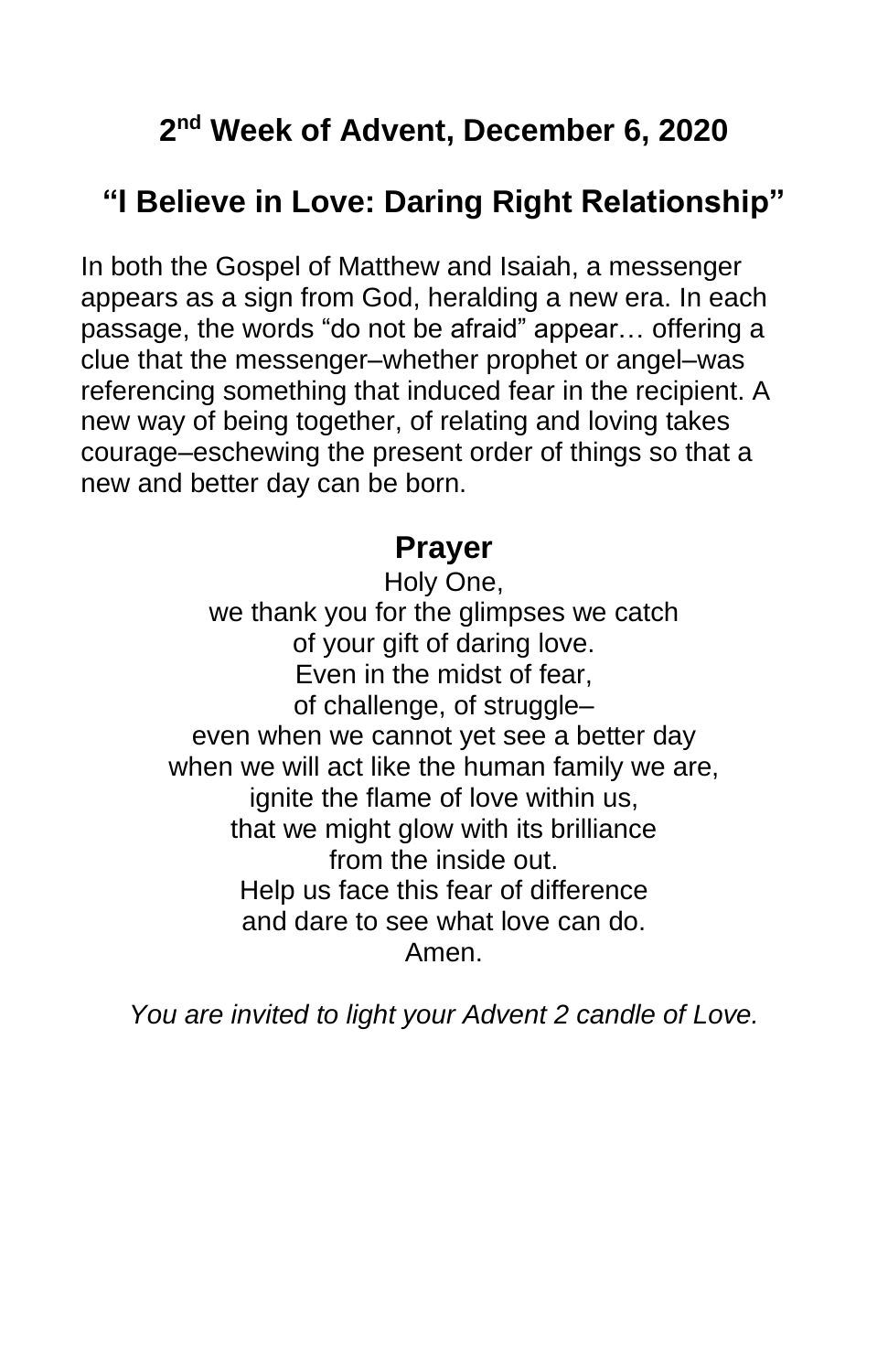## 2nd Week of Advent, December 6, 2020

## "I Believe in Love: Daring Right Relationship"

In both the Gospel of Matthew and Isaiah, a messenger appears as a sign from God, heralding a new era. In each passage, the words "do not be afraid" appear… offering a clue that the messenger–whether prophet or angel–was referencing something that induced fear in the recipient. A new way of being together, of relating and loving takes courage–eschewing the present order of things so that a new and better day can be born.

### Prayer

Holy One,
we thank you for the glimpses we catch
of your gift of daring love.
Even in the midst of fear,
of challenge, of struggle–
even when we cannot yet see a better day
when we will act like the human family we are,
ignite the flame of love within us,
that we might glow with its brilliance
from the inside out.
Help us face this fear of difference
and dare to see what love can do.
Amen.

*You are invited to light your Advent 2 candle of Love.*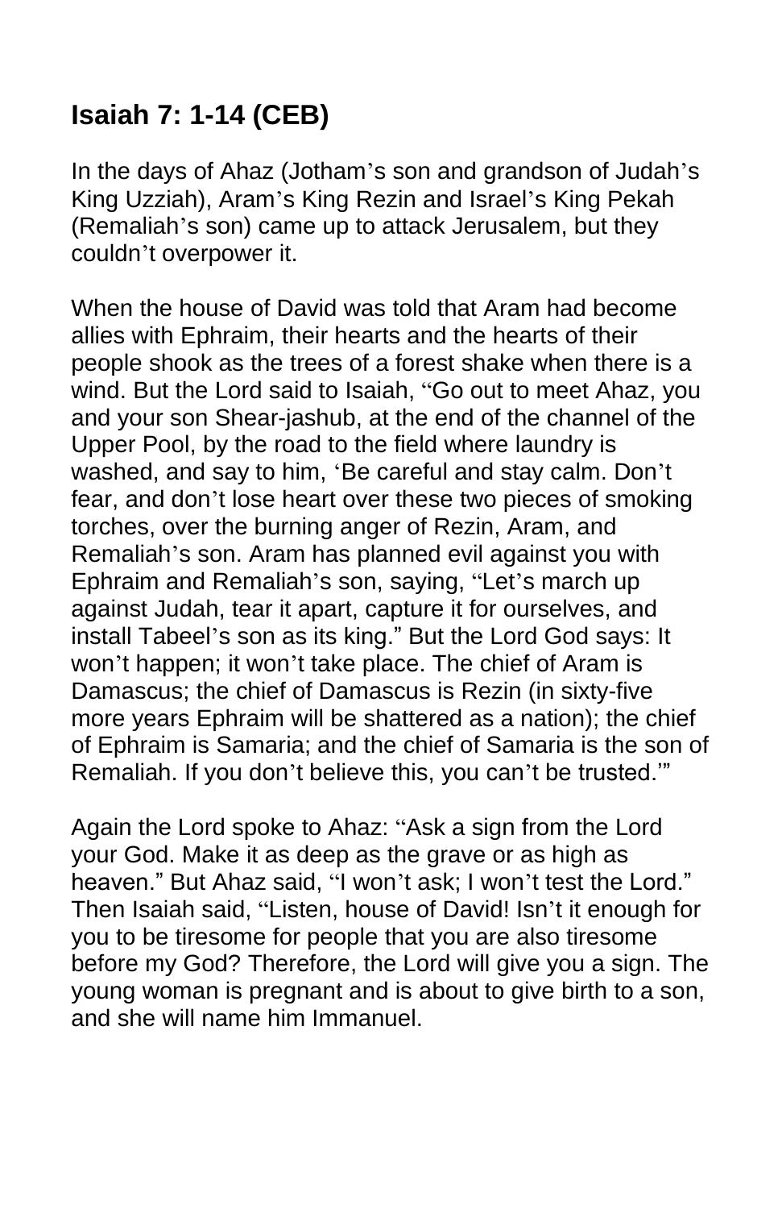## Isaiah 7: 1-14 (CEB)

In the days of Ahaz (Jotham's son and grandson of Judah's King Uzziah), Aram's King Rezin and Israel's King Pekah (Remaliah's son) came up to attack Jerusalem, but they couldn't overpower it.

When the house of David was told that Aram had become allies with Ephraim, their hearts and the hearts of their people shook as the trees of a forest shake when there is a wind. But the Lord said to Isaiah, "Go out to meet Ahaz, you and your son Shear-jashub, at the end of the channel of the Upper Pool, by the road to the field where laundry is washed, and say to him, 'Be careful and stay calm. Don't fear, and don't lose heart over these two pieces of smoking torches, over the burning anger of Rezin, Aram, and Remaliah's son. Aram has planned evil against you with Ephraim and Remaliah's son, saying, "Let's march up against Judah, tear it apart, capture it for ourselves, and install Tabeel's son as its king." But the Lord God says: It won't happen; it won't take place. The chief of Aram is Damascus; the chief of Damascus is Rezin (in sixty-five more years Ephraim will be shattered as a nation); the chief of Ephraim is Samaria; and the chief of Samaria is the son of Remaliah. If you don't believe this, you can't be trusted.'"

Again the Lord spoke to Ahaz: "Ask a sign from the Lord your God. Make it as deep as the grave or as high as heaven." But Ahaz said, "I won't ask; I won't test the Lord." Then Isaiah said, "Listen, house of David! Isn't it enough for you to be tiresome for people that you are also tiresome before my God? Therefore, the Lord will give you a sign. The young woman is pregnant and is about to give birth to a son, and she will name him Immanuel.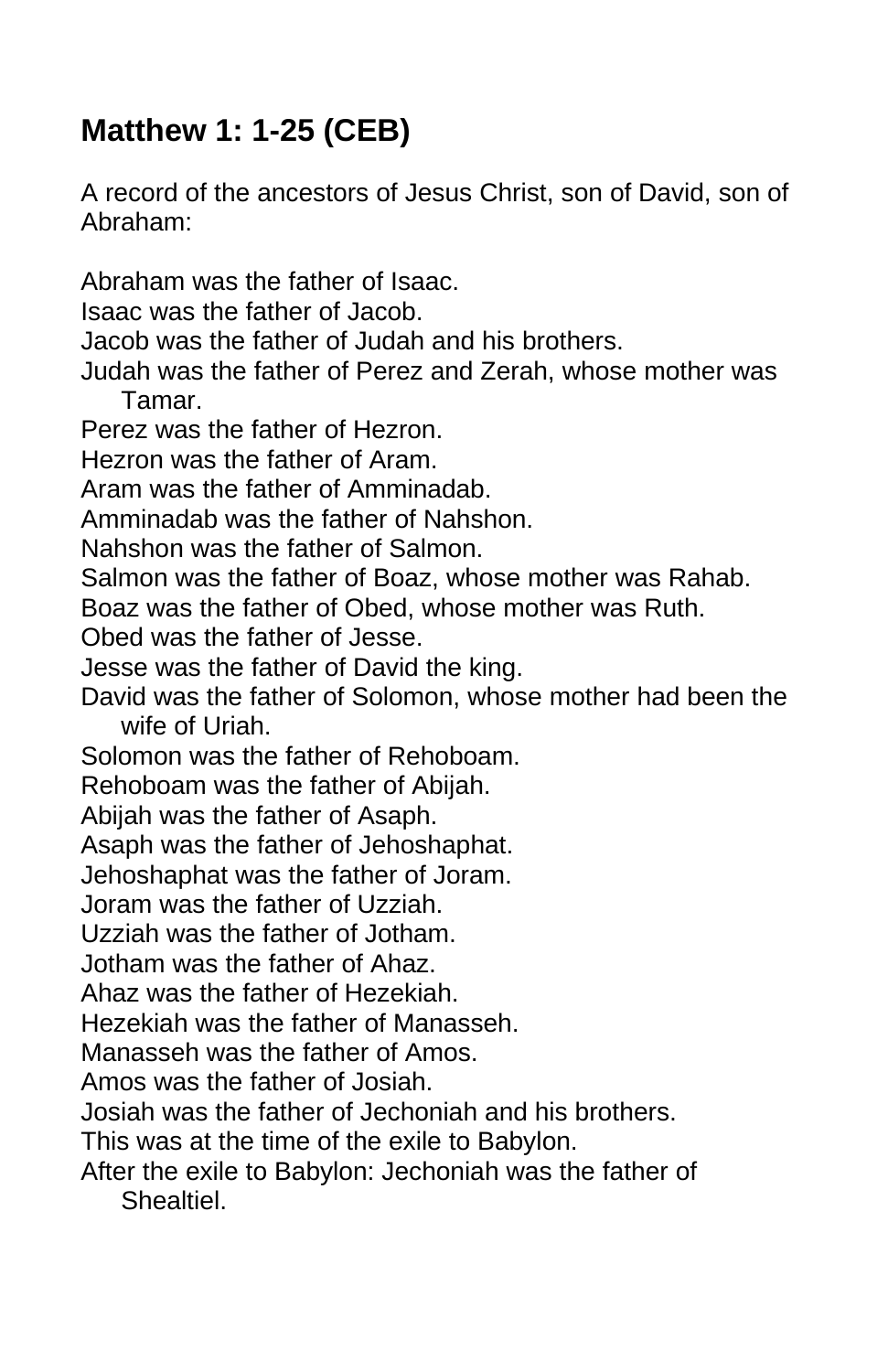## Matthew 1: 1-25 (CEB)

A record of the ancestors of Jesus Christ, son of David, son of Abraham:

Abraham was the father of Isaac.
Isaac was the father of Jacob.
Jacob was the father of Judah and his brothers.
Judah was the father of Perez and Zerah, whose mother was Tamar.
Perez was the father of Hezron.
Hezron was the father of Aram.
Aram was the father of Amminadab.
Amminadab was the father of Nahshon.
Nahshon was the father of Salmon.
Salmon was the father of Boaz, whose mother was Rahab.
Boaz was the father of Obed, whose mother was Ruth.
Obed was the father of Jesse.
Jesse was the father of David the king.
David was the father of Solomon, whose mother had been the wife of Uriah.
Solomon was the father of Rehoboam.
Rehoboam was the father of Abijah.
Abijah was the father of Asaph.
Asaph was the father of Jehoshaphat.
Jehoshaphat was the father of Joram.
Joram was the father of Uzziah.
Uzziah was the father of Jotham.
Jotham was the father of Ahaz.
Ahaz was the father of Hezekiah.
Hezekiah was the father of Manasseh.
Manasseh was the father of Amos.
Amos was the father of Josiah.
Josiah was the father of Jechoniah and his brothers.
This was at the time of the exile to Babylon.
After the exile to Babylon: Jechoniah was the father of Shealtiel.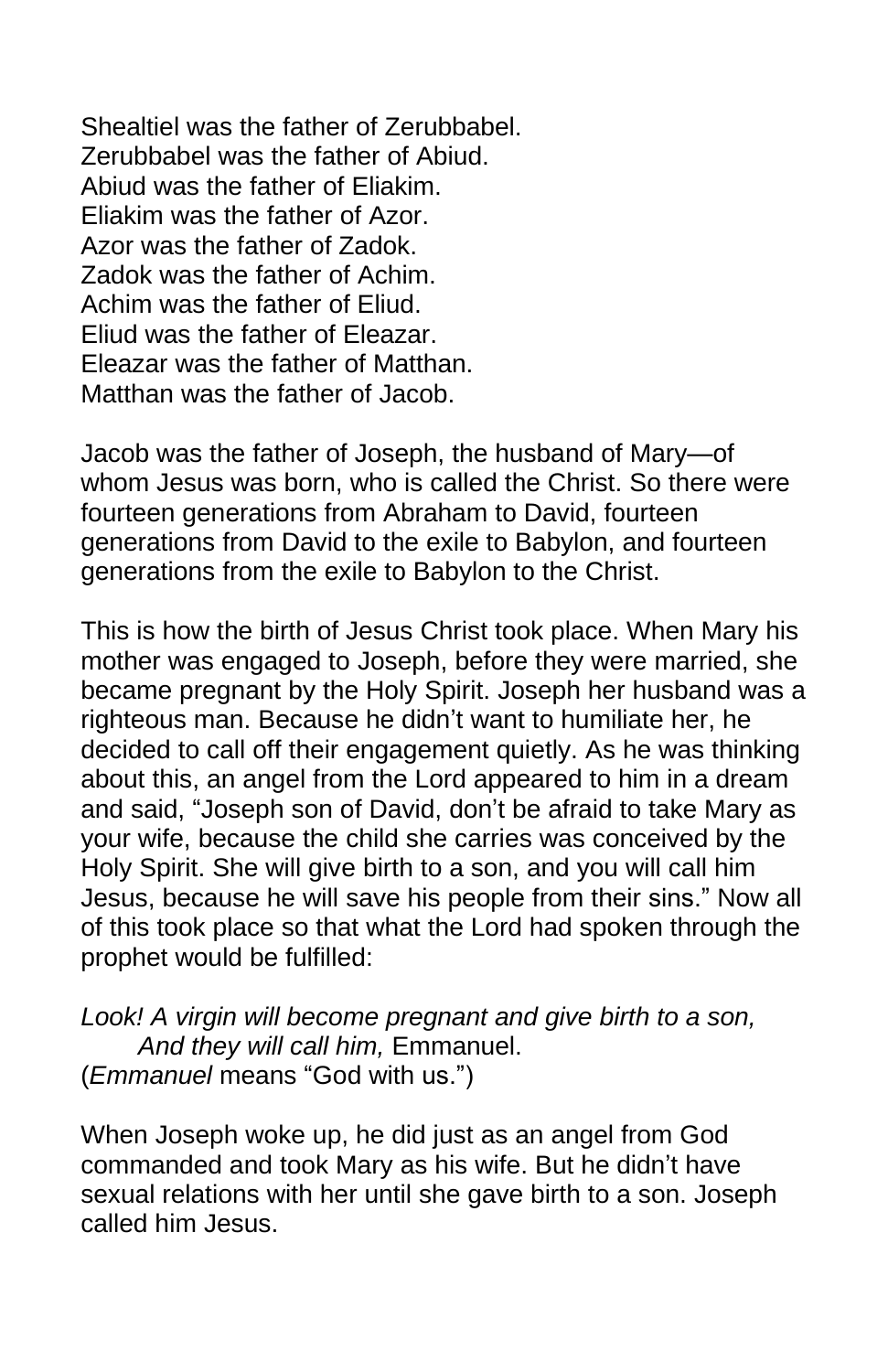Shealtiel was the father of Zerubbabel.
Zerubbabel was the father of Abiud.
Abiud was the father of Eliakim.
Eliakim was the father of Azor.
Azor was the father of Zadok.
Zadok was the father of Achim.
Achim was the father of Eliud.
Eliud was the father of Eleazar.
Eleazar was the father of Matthan.
Matthan was the father of Jacob.

Jacob was the father of Joseph, the husband of Mary—of whom Jesus was born, who is called the Christ. So there were fourteen generations from Abraham to David, fourteen generations from David to the exile to Babylon, and fourteen generations from the exile to Babylon to the Christ.

This is how the birth of Jesus Christ took place. When Mary his mother was engaged to Joseph, before they were married, she became pregnant by the Holy Spirit. Joseph her husband was a righteous man. Because he didn't want to humiliate her, he decided to call off their engagement quietly. As he was thinking about this, an angel from the Lord appeared to him in a dream and said, "Joseph son of David, don't be afraid to take Mary as your wife, because the child she carries was conceived by the Holy Spirit. She will give birth to a son, and you will call him Jesus, because he will save his people from their sins." Now all of this took place so that what the Lord had spoken through the prophet would be fulfilled:

*Look! A virgin will become pregnant and give birth to a son,*
    *And they will call him,* Emmanuel.
(*Emmanuel* means "God with us.")

When Joseph woke up, he did just as an angel from God commanded and took Mary as his wife. But he didn't have sexual relations with her until she gave birth to a son. Joseph called him Jesus.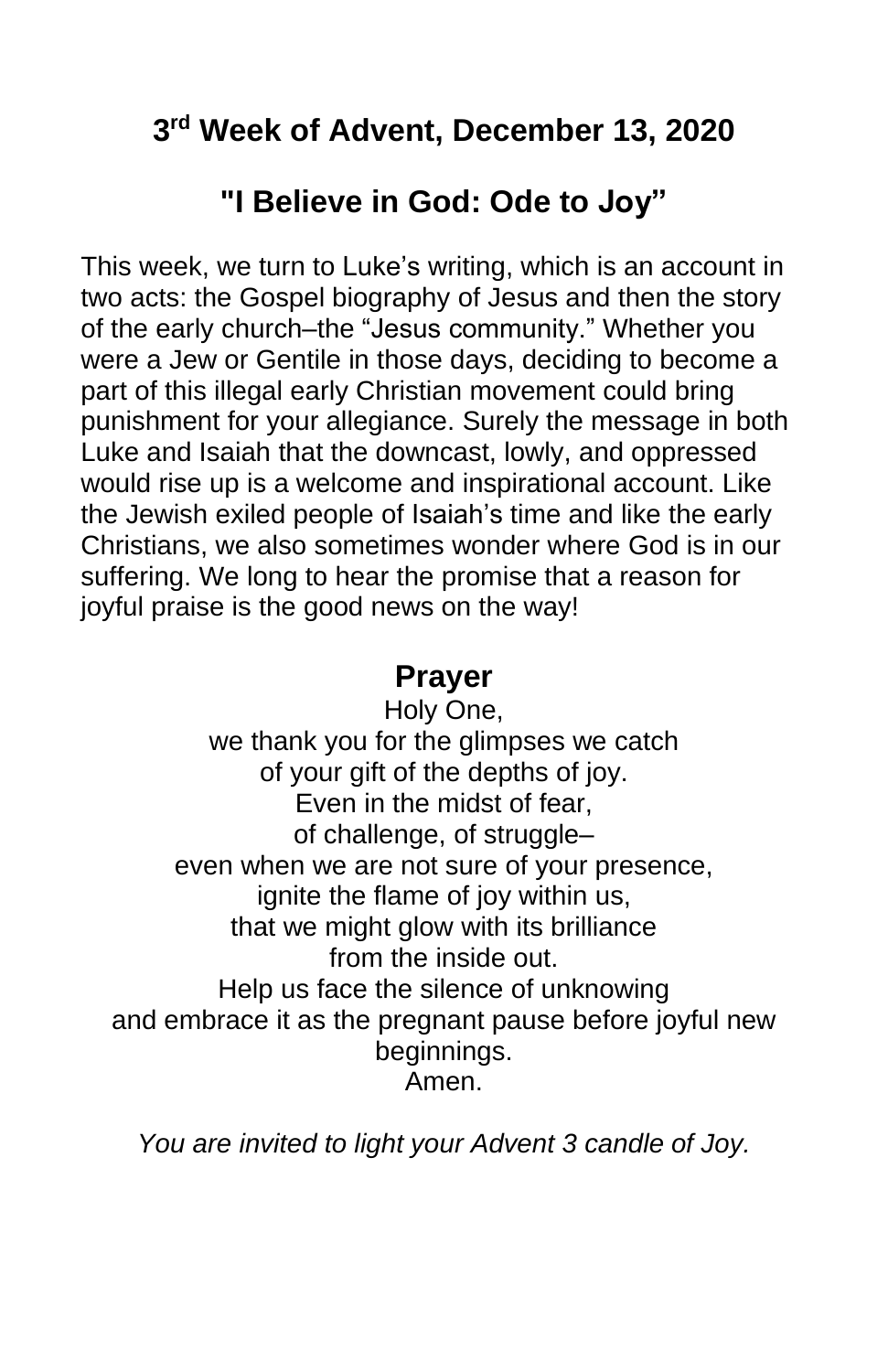## 3rd Week of Advent, December 13, 2020

## "I Believe in God: Ode to Joy"

This week, we turn to Luke's writing, which is an account in two acts: the Gospel biography of Jesus and then the story of the early church–the "Jesus community." Whether you were a Jew or Gentile in those days, deciding to become a part of this illegal early Christian movement could bring punishment for your allegiance. Surely the message in both Luke and Isaiah that the downcast, lowly, and oppressed would rise up is a welcome and inspirational account. Like the Jewish exiled people of Isaiah's time and like the early Christians, we also sometimes wonder where God is in our suffering. We long to hear the promise that a reason for joyful praise is the good news on the way!

## Prayer

Holy One,
we thank you for the glimpses we catch
of your gift of the depths of joy.
Even in the midst of fear,
of challenge, of struggle–
even when we are not sure of your presence,
ignite the flame of joy within us,
that we might glow with its brilliance
from the inside out.
Help us face the silence of unknowing
and embrace it as the pregnant pause before joyful new beginnings.
Amen.

*You are invited to light your Advent 3 candle of Joy.*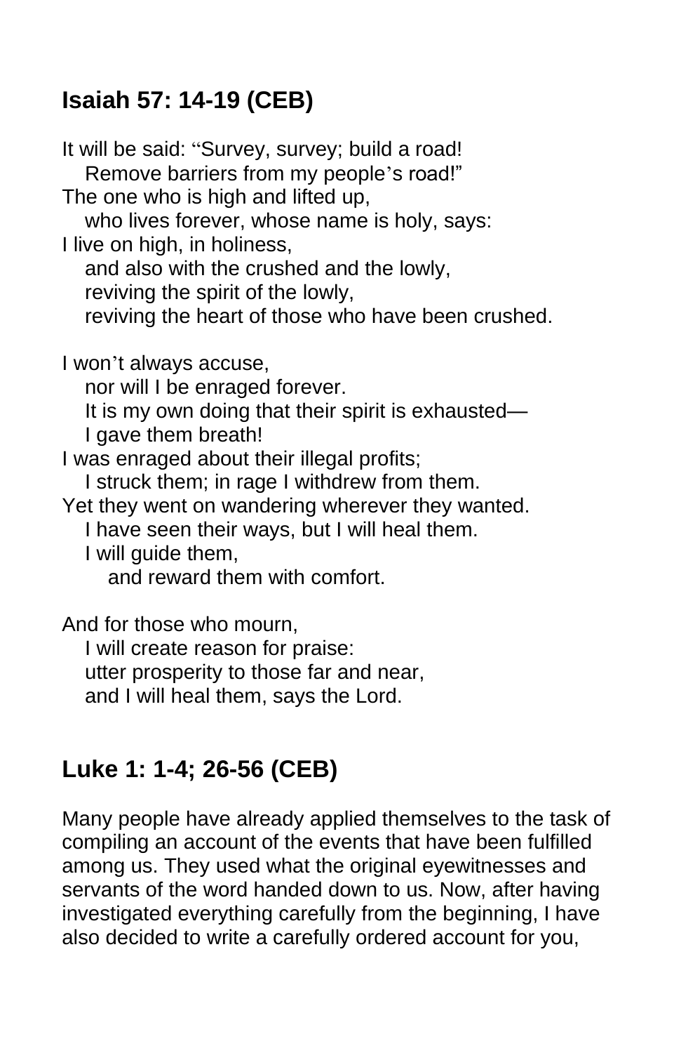## Isaiah 57: 14-19 (CEB)

It will be said: "Survey, survey; build a road!
   Remove barriers from my people's road!"
The one who is high and lifted up,
   who lives forever, whose name is holy, says:
I live on high, in holiness,
   and also with the crushed and the lowly,
   reviving the spirit of the lowly,
   reviving the heart of those who have been crushed.

I won't always accuse,
   nor will I be enraged forever.
   It is my own doing that their spirit is exhausted—
   I gave them breath!
I was enraged about their illegal profits;
   I struck them; in rage I withdrew from them.
Yet they went on wandering wherever they wanted.
   I have seen their ways, but I will heal them.
   I will guide them,
      and reward them with comfort.

And for those who mourn,
   I will create reason for praise:
   utter prosperity to those far and near,
   and I will heal them, says the Lord.

## Luke 1: 1-4; 26-56 (CEB)

Many people have already applied themselves to the task of compiling an account of the events that have been fulfilled among us. They used what the original eyewitnesses and servants of the word handed down to us. Now, after having investigated everything carefully from the beginning, I have also decided to write a carefully ordered account for you,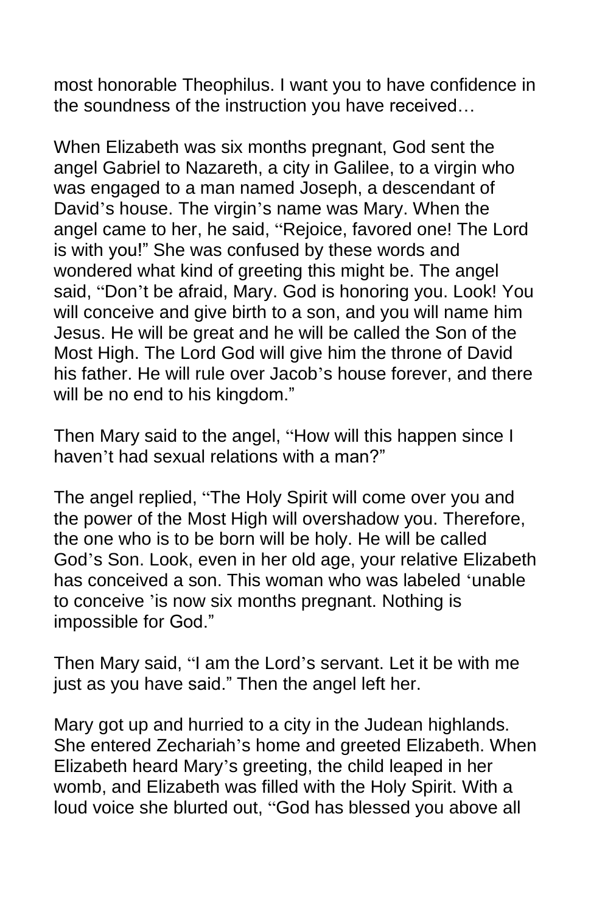most honorable Theophilus. I want you to have confidence in the soundness of the instruction you have received…

When Elizabeth was six months pregnant, God sent the angel Gabriel to Nazareth, a city in Galilee, to a virgin who was engaged to a man named Joseph, a descendant of David's house. The virgin's name was Mary. When the angel came to her, he said, "Rejoice, favored one! The Lord is with you!" She was confused by these words and wondered what kind of greeting this might be. The angel said, "Don't be afraid, Mary. God is honoring you. Look! You will conceive and give birth to a son, and you will name him Jesus. He will be great and he will be called the Son of the Most High. The Lord God will give him the throne of David his father. He will rule over Jacob's house forever, and there will be no end to his kingdom."

Then Mary said to the angel, "How will this happen since I haven't had sexual relations with a man?"

The angel replied, "The Holy Spirit will come over you and the power of the Most High will overshadow you. Therefore, the one who is to be born will be holy. He will be called God's Son. Look, even in her old age, your relative Elizabeth has conceived a son. This woman who was labeled 'unable to conceive 'is now six months pregnant. Nothing is impossible for God."

Then Mary said, "I am the Lord's servant. Let it be with me just as you have said." Then the angel left her.

Mary got up and hurried to a city in the Judean highlands. She entered Zechariah's home and greeted Elizabeth. When Elizabeth heard Mary's greeting, the child leaped in her womb, and Elizabeth was filled with the Holy Spirit. With a loud voice she blurted out, "God has blessed you above all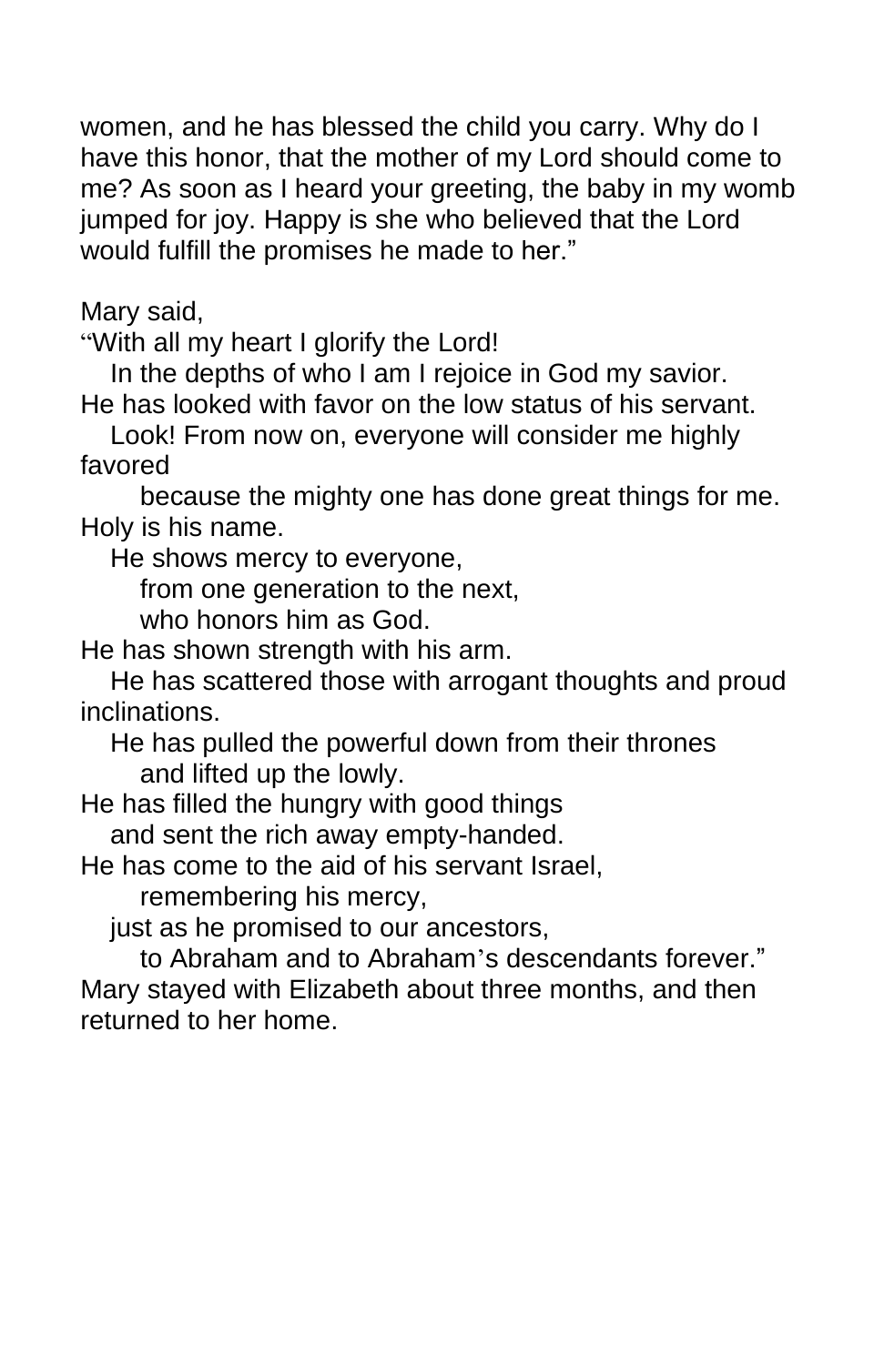women, and he has blessed the child you carry. Why do I have this honor, that the mother of my Lord should come to me? As soon as I heard your greeting, the baby in my womb jumped for joy. Happy is she who believed that the Lord would fulfill the promises he made to her."

Mary said,
"With all my heart I glorify the Lord!
In the depths of who I am I rejoice in God my savior.
He has looked with favor on the low status of his servant.
Look! From now on, everyone will consider me highly favored
because the mighty one has done great things for me.
Holy is his name.
He shows mercy to everyone,
from one generation to the next,
who honors him as God.
He has shown strength with his arm.
He has scattered those with arrogant thoughts and proud inclinations.
He has pulled the powerful down from their thrones
and lifted up the lowly.
He has filled the hungry with good things
and sent the rich away empty-handed.
He has come to the aid of his servant Israel,
remembering his mercy,
just as he promised to our ancestors,
to Abraham and to Abraham's descendants forever."
Mary stayed with Elizabeth about three months, and then returned to her home.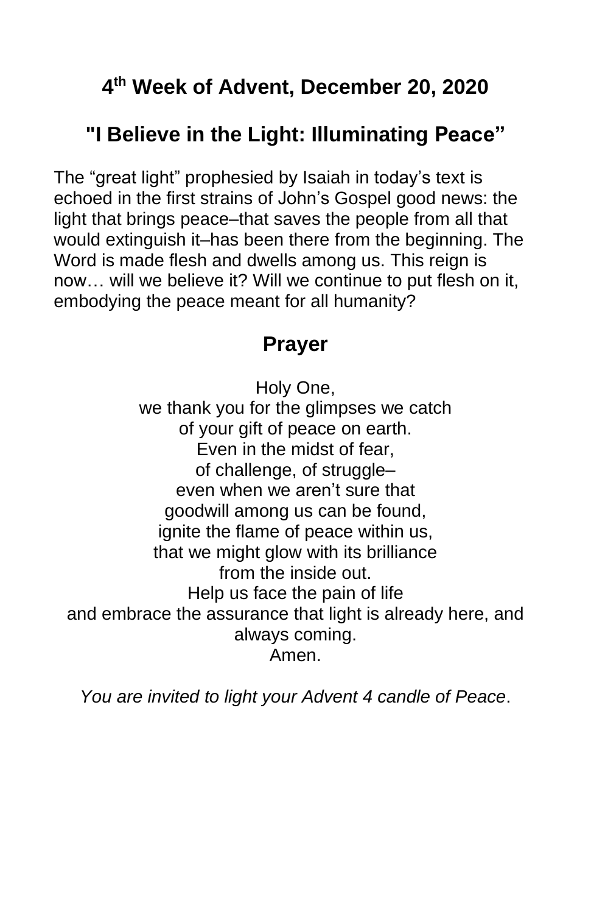## 4th Week of Advent, December 20, 2020

## "I Believe in the Light: Illuminating Peace"

The "great light" prophesied by Isaiah in today's text is echoed in the first strains of John's Gospel good news: the light that brings peace–that saves the people from all that would extinguish it–has been there from the beginning. The Word is made flesh and dwells among us. This reign is now… will we believe it? Will we continue to put flesh on it, embodying the peace meant for all humanity?

### Prayer

Holy One,  
we thank you for the glimpses we catch  
of your gift of peace on earth.  
Even in the midst of fear,  
of challenge, of struggle–  
even when we aren't sure that  
goodwill among us can be found,  
ignite the flame of peace within us,  
that we might glow with its brilliance  
from the inside out.  
Help us face the pain of life  
and embrace the assurance that light is already here, and always coming.  
Amen.

*You are invited to light your Advent 4 candle of Peace*.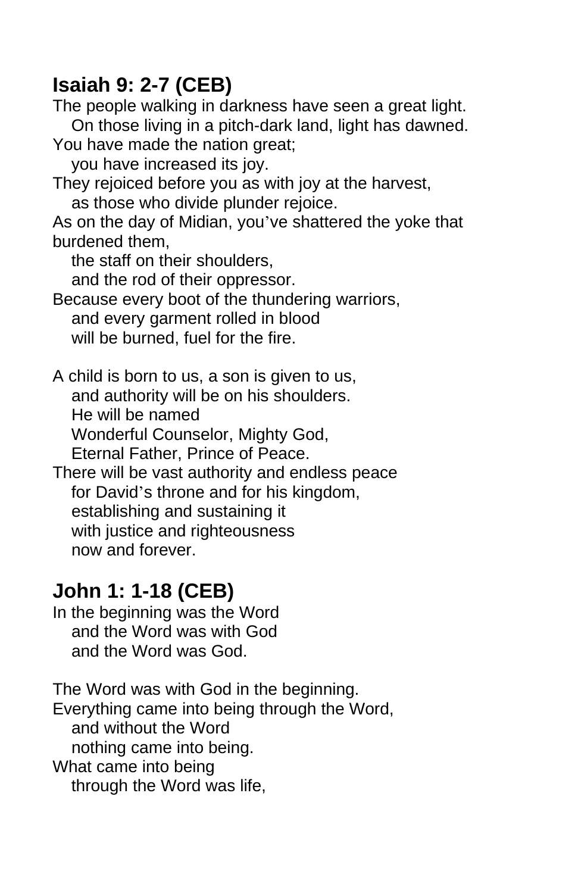## Isaiah 9: 2-7 (CEB)

The people walking in darkness have seen a great light.
    On those living in a pitch-dark land, light has dawned.
You have made the nation great;
    you have increased its joy.
They rejoiced before you as with joy at the harvest,
    as those who divide plunder rejoice.
As on the day of Midian, you've shattered the yoke that burdened them,
    the staff on their shoulders,
    and the rod of their oppressor.
Because every boot of the thundering warriors,
    and every garment rolled in blood
    will be burned, fuel for the fire.

A child is born to us, a son is given to us,
    and authority will be on his shoulders.
    He will be named
    Wonderful Counselor, Mighty God,
    Eternal Father, Prince of Peace.
There will be vast authority and endless peace
    for David's throne and for his kingdom,
    establishing and sustaining it
    with justice and righteousness
    now and forever.

## John 1: 1-18 (CEB)

In the beginning was the Word
    and the Word was with God
    and the Word was God.

The Word was with God in the beginning.
Everything came into being through the Word,
    and without the Word
    nothing came into being.
What came into being
    through the Word was life,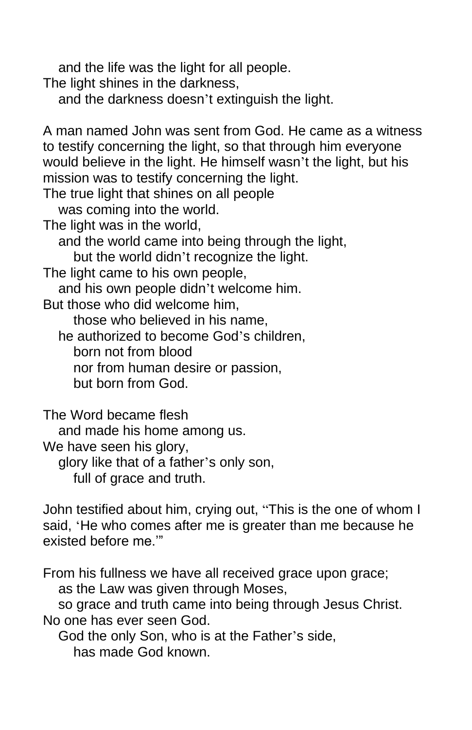and the life was the light for all people.  
The light shines in the darkness,  
and the darkness doesn't extinguish the light.

A man named John was sent from God. He came as a witness to testify concerning the light, so that through him everyone would believe in the light. He himself wasn't the light, but his mission was to testify concerning the light.

The true light that shines on all people  
was coming into the world.  
The light was in the world,  
and the world came into being through the light,  
but the world didn't recognize the light.  
The light came to his own people,  
and his own people didn't welcome him.  
But those who did welcome him,  
those who believed in his name,  
he authorized to become God's children,  
born not from blood  
nor from human desire or passion,  
but born from God.

The Word became flesh  
and made his home among us.  
We have seen his glory,  
glory like that of a father's only son,  
full of grace and truth.

John testified about him, crying out, "This is the one of whom I said, 'He who comes after me is greater than me because he existed before me.'"

From his fullness we have all received grace upon grace;  
as the Law was given through Moses,  
so grace and truth came into being through Jesus Christ.  
No one has ever seen God.  
God the only Son, who is at the Father's side,  
has made God known.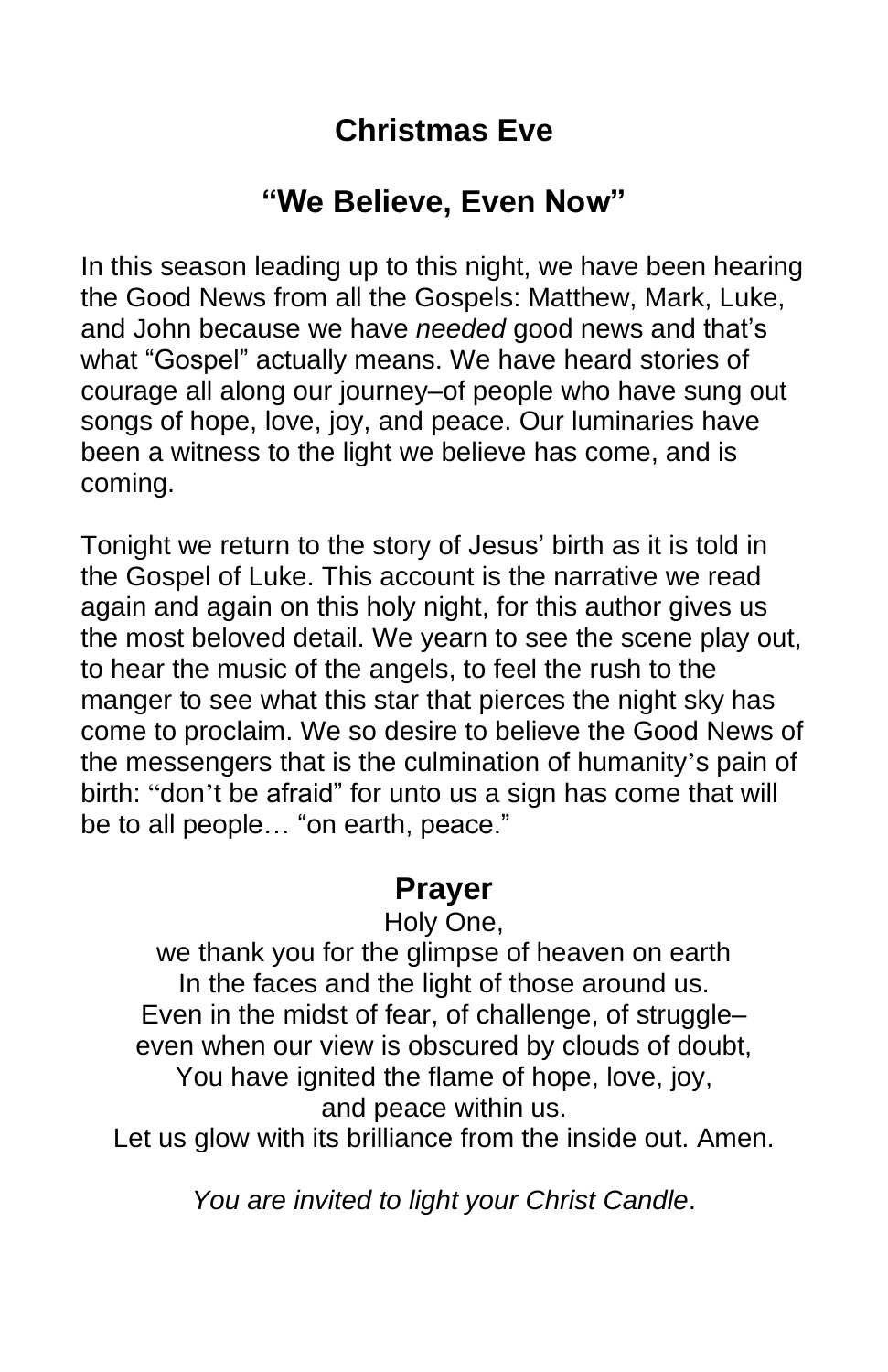## Christmas Eve

## "We Believe, Even Now"

In this season leading up to this night, we have been hearing the Good News from all the Gospels: Matthew, Mark, Luke, and John because we have *needed* good news and that's what "Gospel" actually means. We have heard stories of courage all along our journey–of people who have sung out songs of hope, love, joy, and peace. Our luminaries have been a witness to the light we believe has come, and is coming.

Tonight we return to the story of Jesus' birth as it is told in the Gospel of Luke. This account is the narrative we read again and again on this holy night, for this author gives us the most beloved detail. We yearn to see the scene play out, to hear the music of the angels, to feel the rush to the manger to see what this star that pierces the night sky has come to proclaim. We so desire to believe the Good News of the messengers that is the culmination of humanity's pain of birth: "don't be afraid" for unto us a sign has come that will be to all people… "on earth, peace."

### Prayer

Holy One,  
we thank you for the glimpse of heaven on earth  
In the faces and the light of those around us.  
Even in the midst of fear, of challenge, of struggle–  
even when our view is obscured by clouds of doubt,  
You have ignited the flame of hope, love, joy,  
and peace within us.  
Let us glow with its brilliance from the inside out. Amen.

*You are invited to light your Christ Candle*.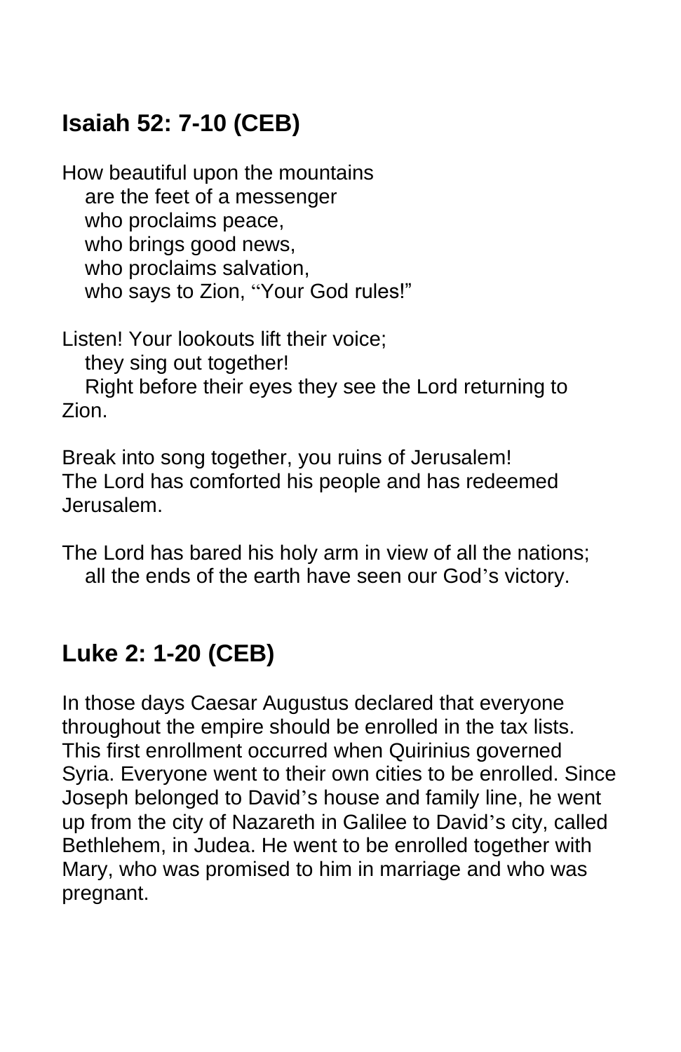## Isaiah 52: 7-10 (CEB)

How beautiful upon the mountains
  are the feet of a messenger
  who proclaims peace,
  who brings good news,
  who proclaims salvation,
  who says to Zion, "Your God rules!"

Listen! Your lookouts lift their voice;
  they sing out together!
  Right before their eyes they see the Lord returning to Zion.

Break into song together, you ruins of Jerusalem!
The Lord has comforted his people and has redeemed Jerusalem.

The Lord has bared his holy arm in view of all the nations;
  all the ends of the earth have seen our God's victory.

## Luke 2: 1-20 (CEB)

In those days Caesar Augustus declared that everyone throughout the empire should be enrolled in the tax lists. This first enrollment occurred when Quirinius governed Syria. Everyone went to their own cities to be enrolled. Since Joseph belonged to David's house and family line, he went up from the city of Nazareth in Galilee to David's city, called Bethlehem, in Judea. He went to be enrolled together with Mary, who was promised to him in marriage and who was pregnant.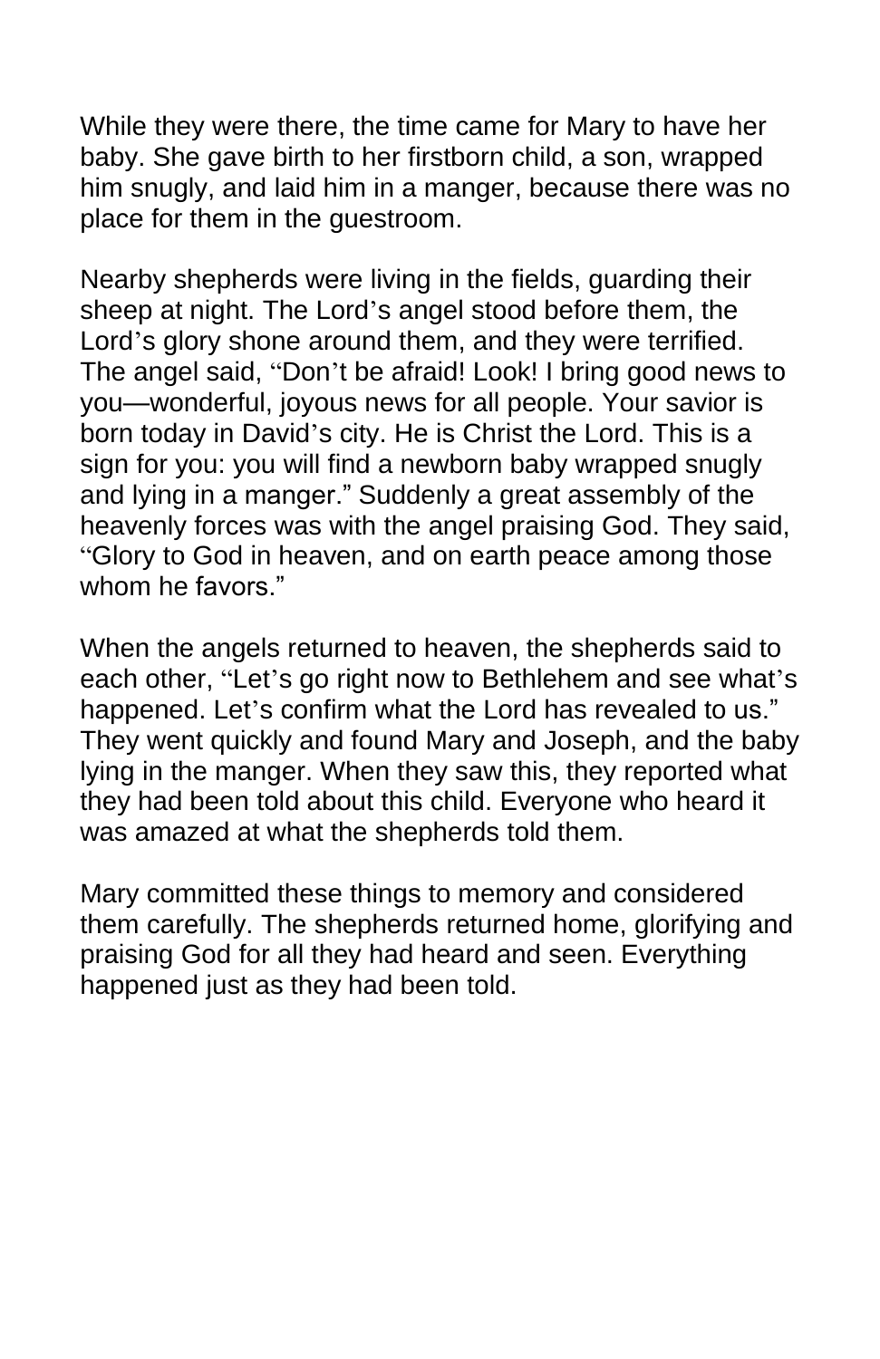While they were there, the time came for Mary to have her baby. She gave birth to her firstborn child, a son, wrapped him snugly, and laid him in a manger, because there was no place for them in the guestroom.

Nearby shepherds were living in the fields, guarding their sheep at night. The Lord's angel stood before them, the Lord's glory shone around them, and they were terrified. The angel said, "Don't be afraid! Look! I bring good news to you—wonderful, joyous news for all people. Your savior is born today in David's city. He is Christ the Lord. This is a sign for you: you will find a newborn baby wrapped snugly and lying in a manger." Suddenly a great assembly of the heavenly forces was with the angel praising God. They said, "Glory to God in heaven, and on earth peace among those whom he favors."

When the angels returned to heaven, the shepherds said to each other, "Let's go right now to Bethlehem and see what's happened. Let's confirm what the Lord has revealed to us." They went quickly and found Mary and Joseph, and the baby lying in the manger. When they saw this, they reported what they had been told about this child. Everyone who heard it was amazed at what the shepherds told them.

Mary committed these things to memory and considered them carefully. The shepherds returned home, glorifying and praising God for all they had heard and seen. Everything happened just as they had been told.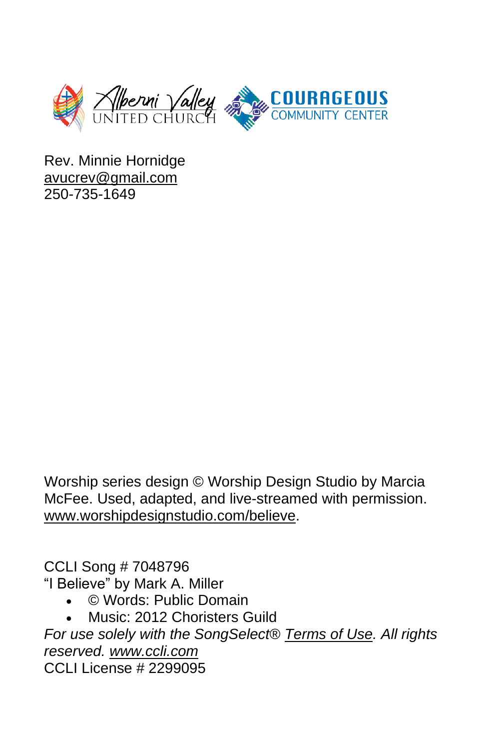Rev. Minnie Hornidge
avucrev@gmail.com
250-735-1649

Worship series design © Worship Design Studio by Marcia McFee. Used, adapted, and live-streamed with permission. www.worshipdesignstudio.com/believe.

CCLI Song # 7048796
"I Believe" by Mark A. Miller

- © Words: Public Domain
- Music: 2012 Choristers Guild

*For use solely with the SongSelect® Terms of Use. All rights reserved. www.ccli.com*
CCLI License # 2299095